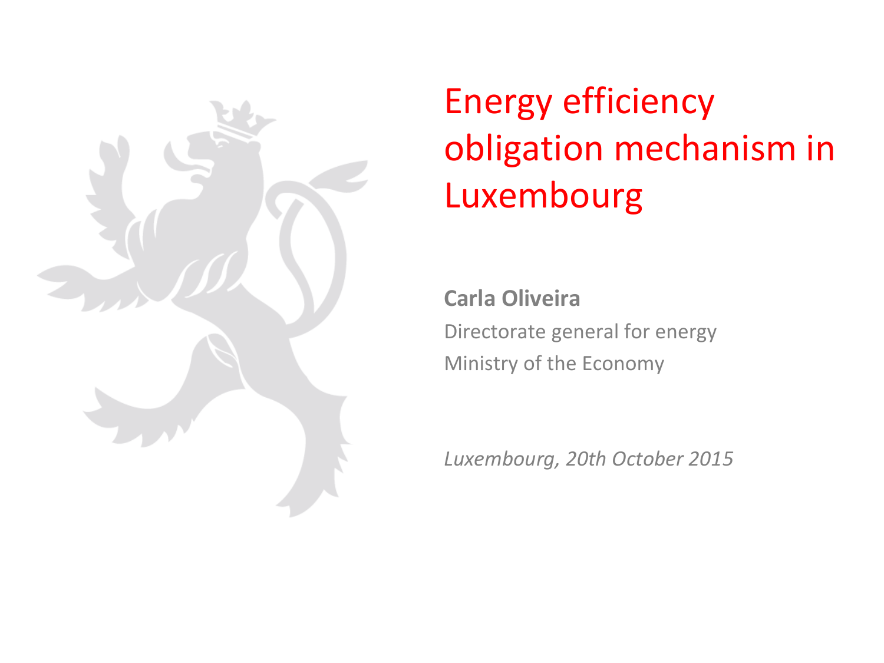# Energy efficiency obligation mechanism in Luxembourg

**Carla Oliveira**

Directorate general for energy

Ministry of the Economy

*Luxembourg, 20th October 2015*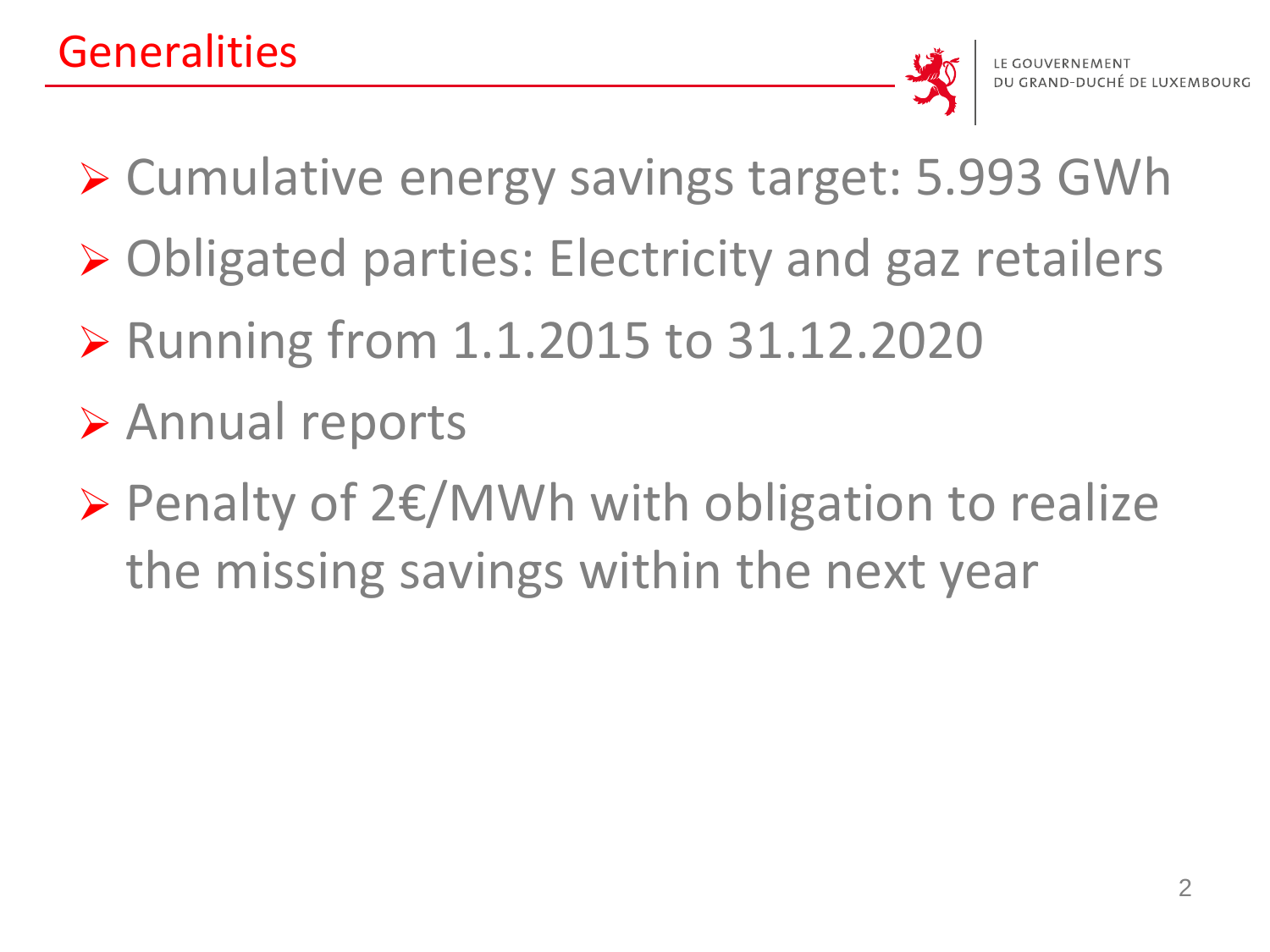# Generalities

- Cumulative energy savings target: 5.993 GWh
- Obligated parties: Electricity and gaz retailers
- Running from 1.1.2015 to 31.12.2020
- Annual reports
- Penalty of 2€/MWh with obligation to realize the missing savings within the next year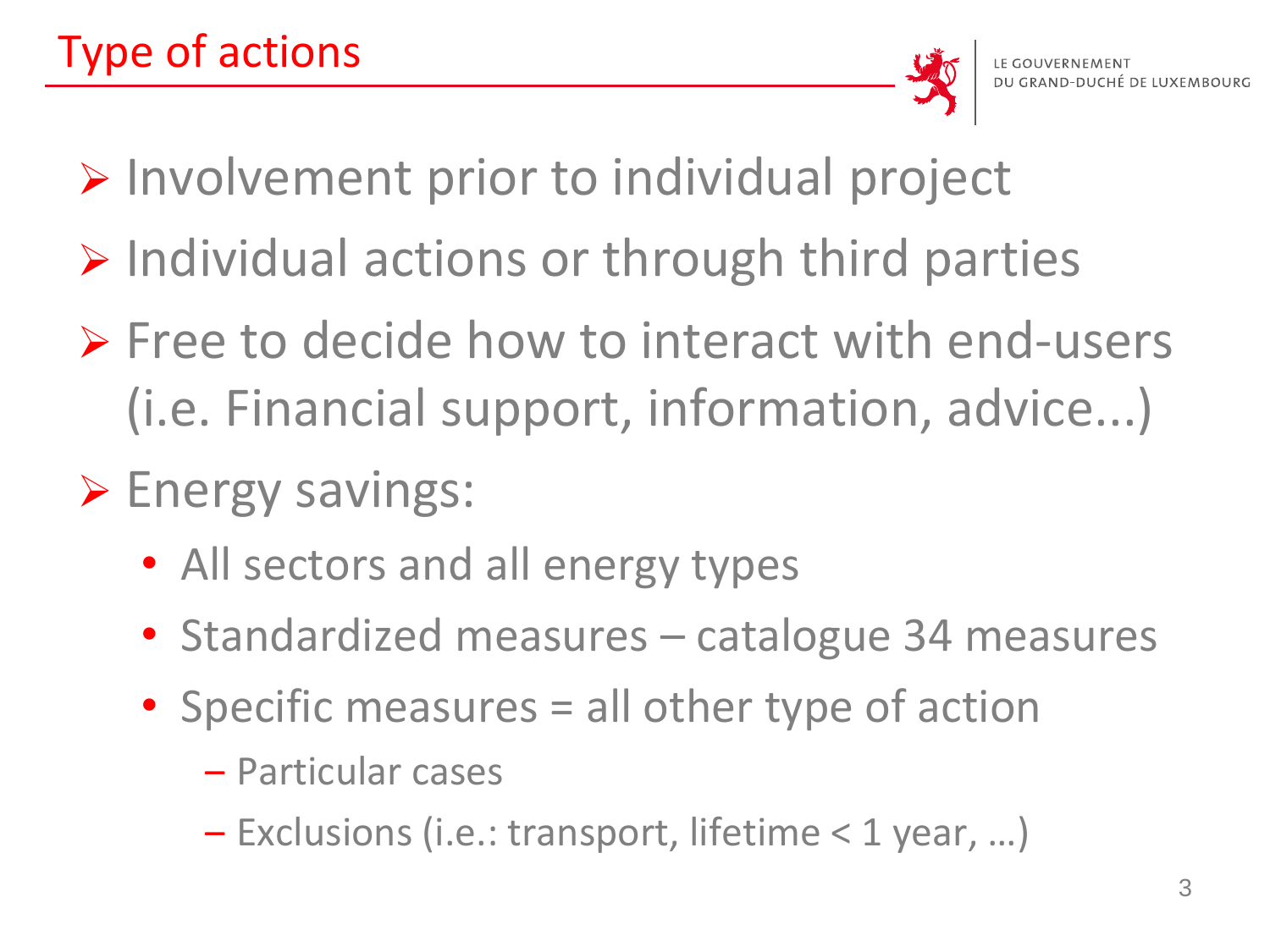# Type of actions

- Involvement prior to individual project
- Individual actions or through third parties
- Free to decide how to interact with end-users (i.e. Financial support, information, advice...)
- Energy savings:
  - All sectors and all energy types
  - Standardized measures – catalogue 34 measures
  - Specific measures = all other type of action
    - Particular cases
    - Exclusions (i.e.: transport, lifetime < 1 year, …)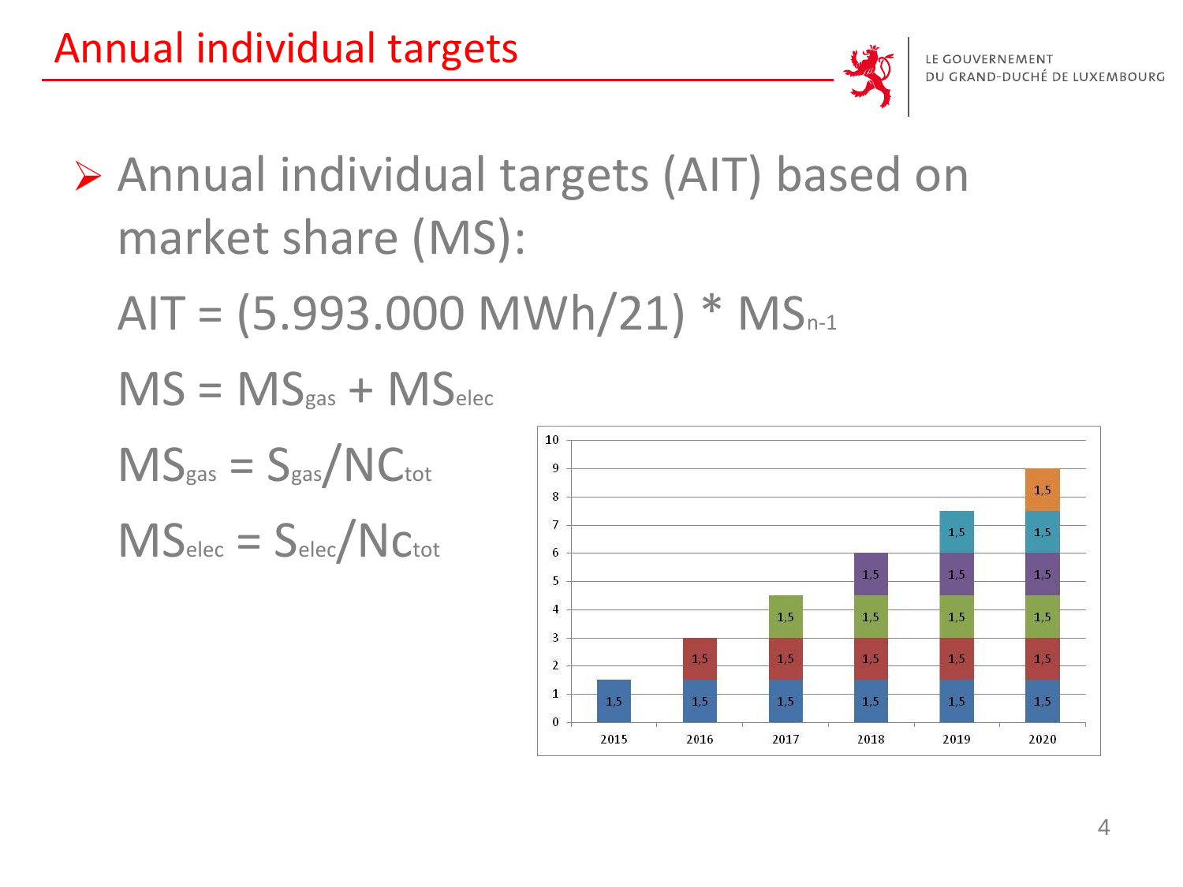# Annual individual targets

LE GOUVERNEMENT
DU GRAND-DUCHÉ DE LUXEMBOURG

- Annual individual targets (AIT) based on market share (MS):

  $AIT = (5.993.000\ MWh/21) * MS_{n-1}$

  $MS = MS_{gas} + MS_{elec}$

  $MS_{gas} = S_{gas}/NC_{tot}$

  $MS_{elec} = S_{elec}/Nc_{tot}$

| | 2015 | 2016 | 2017 | 2018 | 2019 | 2020 |
|---|---|---|---|---|---|---|
| | 1,5 | 1,5 | 1,5 | 1,5 | 1,5 | 1,5 |
| | | 1,5 | 1,5 | 1,5 | 1,5 | 1,5 |
| | | | 1,5 | 1,5 | 1,5 | 1,5 |
| | | | | 1,5 | 1,5 | 1,5 |
| | | | | | 1,5 | 1,5 |
| | | | | | | 1,5 |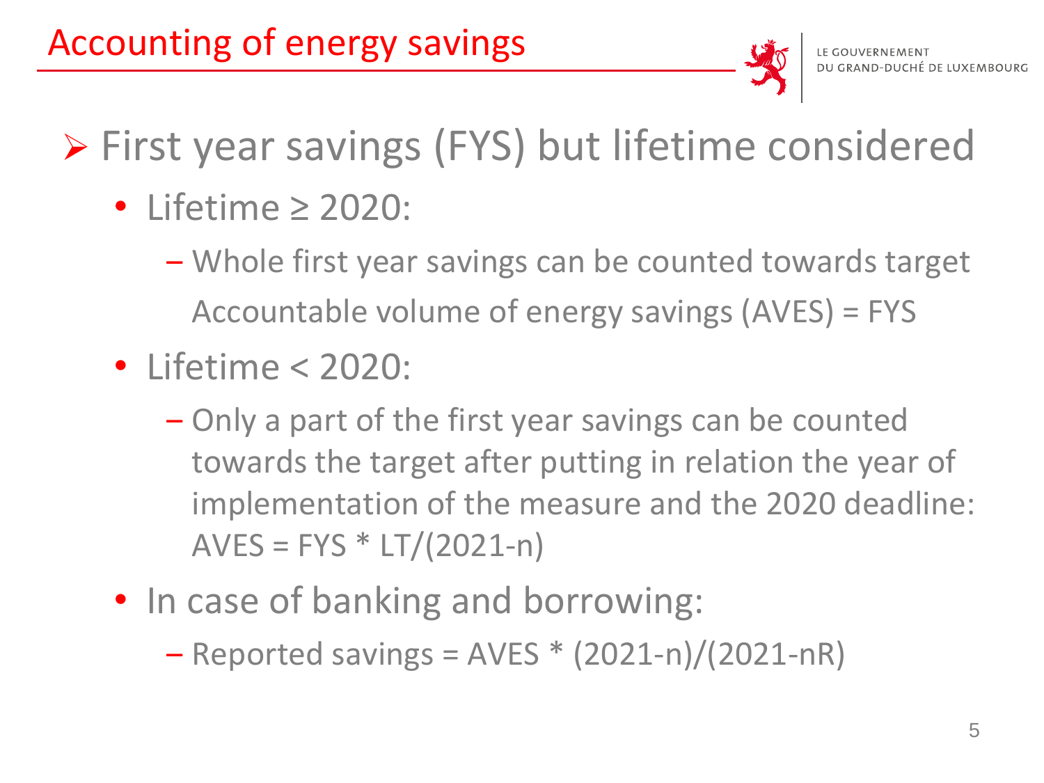# Accounting of energy savings

- First year savings (FYS) but lifetime considered
  - Lifetime ≥ 2020:
    - Whole first year savings can be counted towards target
      Accountable volume of energy savings (AVES) = FYS
  - Lifetime < 2020:
    - Only a part of the first year savings can be counted towards the target after putting in relation the year of implementation of the measure and the 2020 deadline: AVES = FYS * LT/(2021-n)
  - In case of banking and borrowing:
    - Reported savings = AVES * (2021-n)/(2021-nR)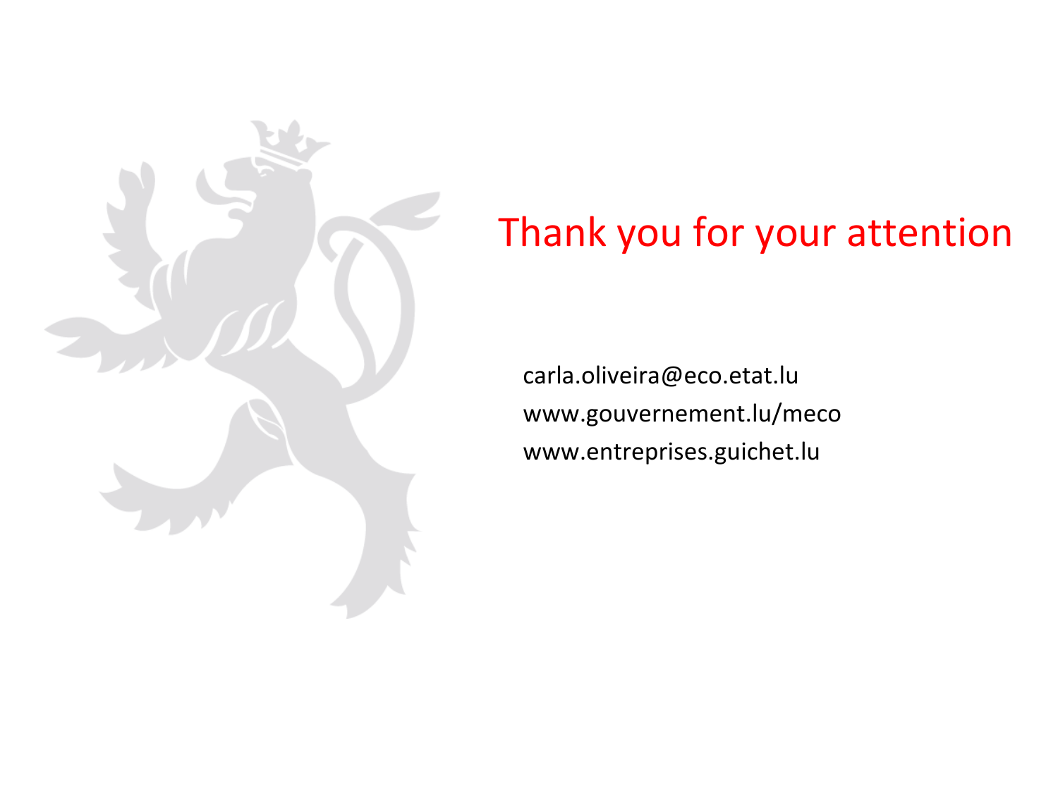# Thank you for your attention

carla.oliveira@eco.etat.lu
www.gouvernement.lu/meco
www.entreprises.guichet.lu